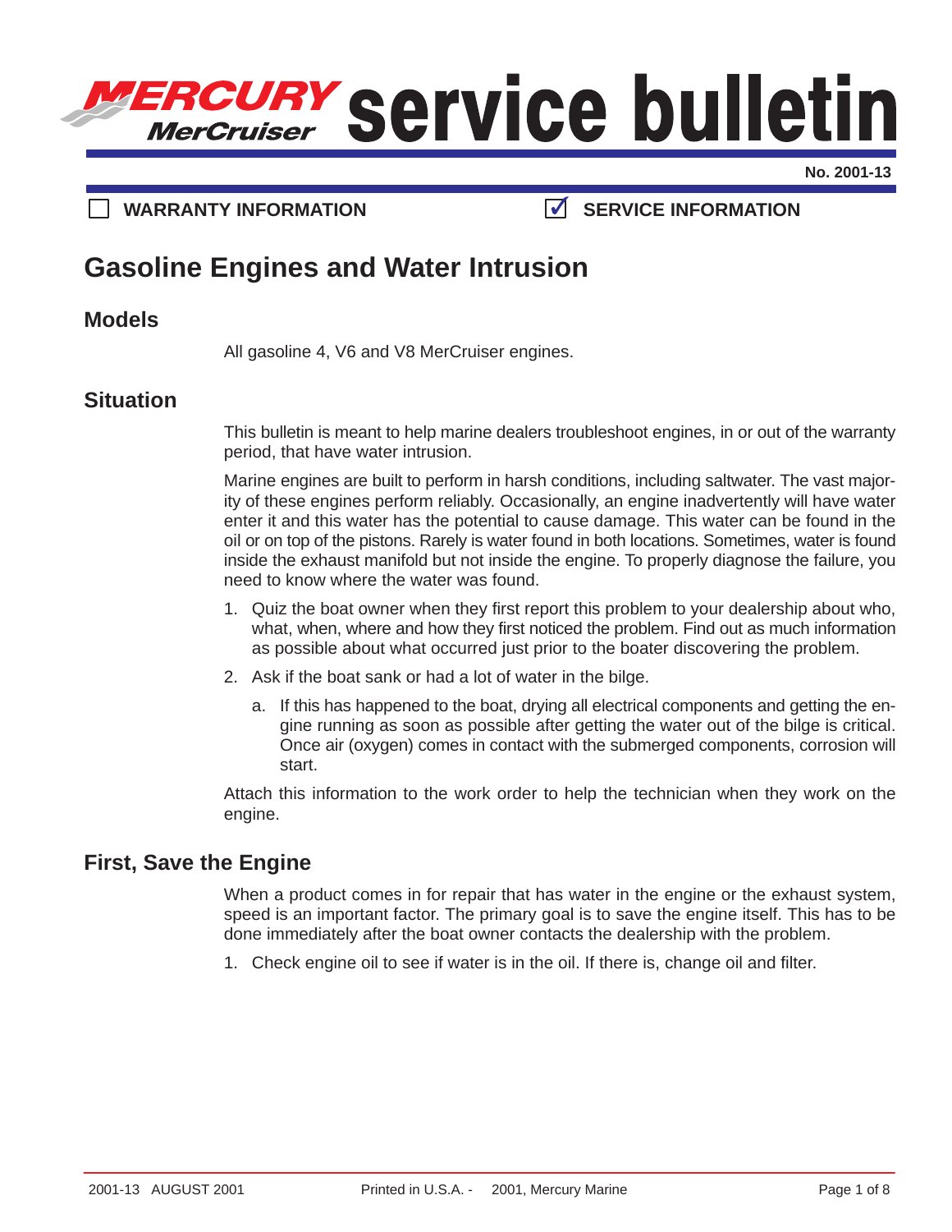# MERCURY MerCruiser service bulletin

**No. 2001-13**

☐ **WARRANTY INFORMATION** ☑ **SERVICE INFORMATION**

## Gasoline Engines and Water Intrusion

### Models

All gasoline 4, V6 and V8 MerCruiser engines.

### Situation

This bulletin is meant to help marine dealers troubleshoot engines, in or out of the warranty period, that have water intrusion.

Marine engines are built to perform in harsh conditions, including saltwater. The vast majority of these engines perform reliably. Occasionally, an engine inadvertently will have water enter it and this water has the potential to cause damage. This water can be found in the oil or on top of the pistons. Rarely is water found in both locations. Sometimes, water is found inside the exhaust manifold but not inside the engine. To properly diagnose the failure, you need to know where the water was found.

1. Quiz the boat owner when they first report this problem to your dealership about who, what, when, where and how they first noticed the problem. Find out as much information as possible about what occurred just prior to the boater discovering the problem.
2. Ask if the boat sank or had a lot of water in the bilge.
   a. If this has happened to the boat, drying all electrical components and getting the engine running as soon as possible after getting the water out of the bilge is critical. Once air (oxygen) comes in contact with the submerged components, corrosion will start.

Attach this information to the work order to help the technician when they work on the engine.

### First, Save the Engine

When a product comes in for repair that has water in the engine or the exhaust system, speed is an important factor. The primary goal is to save the engine itself. This has to be done immediately after the boat owner contacts the dealership with the problem.

1. Check engine oil to see if water is in the oil. If there is, change oil and filter.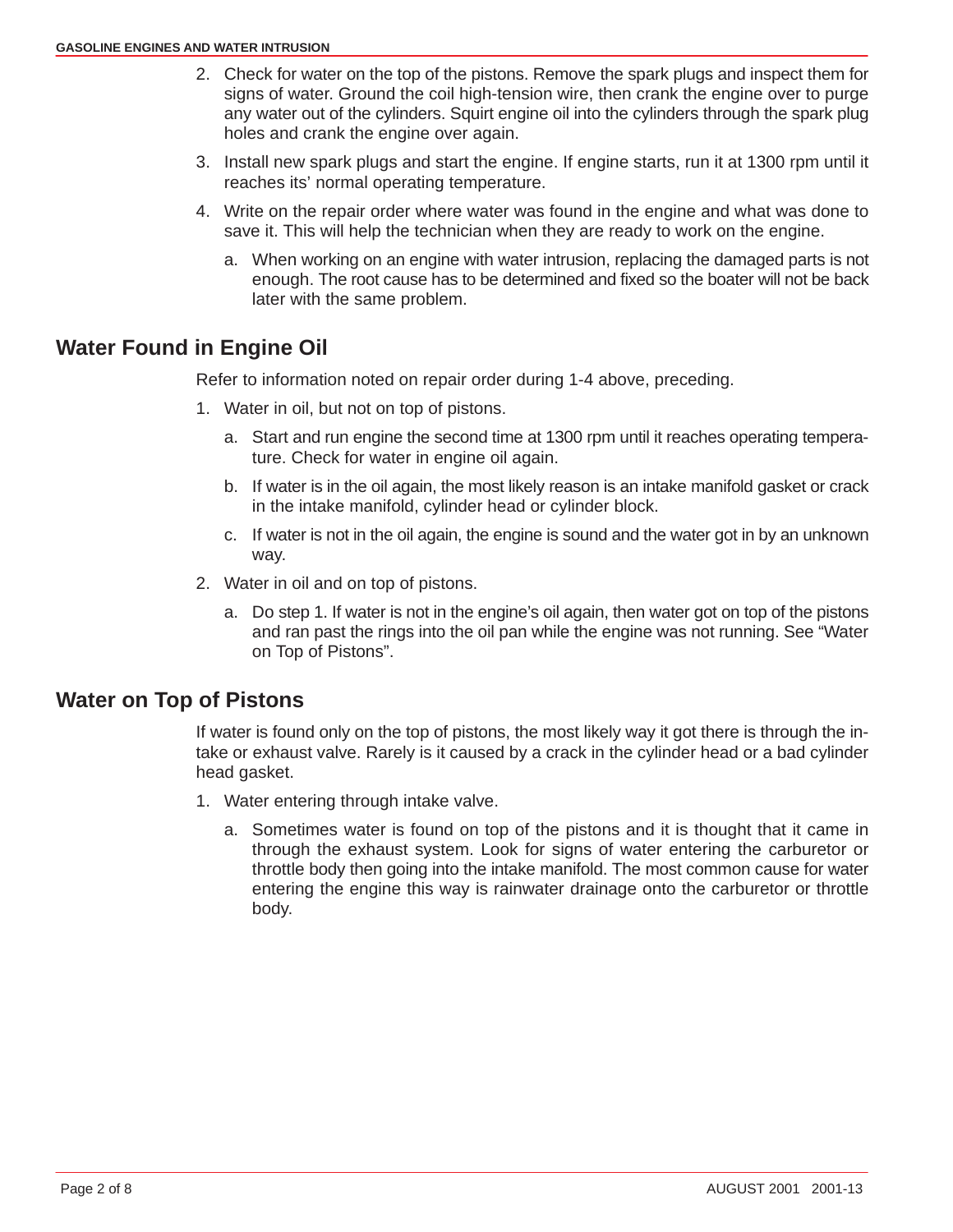2. Check for water on the top of the pistons. Remove the spark plugs and inspect them for signs of water. Ground the coil high-tension wire, then crank the engine over to purge any water out of the cylinders. Squirt engine oil into the cylinders through the spark plug holes and crank the engine over again.
3. Install new spark plugs and start the engine. If engine starts, run it at 1300 rpm until it reaches its' normal operating temperature.
4. Write on the repair order where water was found in the engine and what was done to save it. This will help the technician when they are ready to work on the engine.
   a. When working on an engine with water intrusion, replacing the damaged parts is not enough. The root cause has to be determined and fixed so the boater will not be back later with the same problem.

## Water Found in Engine Oil

Refer to information noted on repair order during 1-4 above, preceding.

1. Water in oil, but not on top of pistons.
   a. Start and run engine the second time at 1300 rpm until it reaches operating temperature. Check for water in engine oil again.
   b. If water is in the oil again, the most likely reason is an intake manifold gasket or crack in the intake manifold, cylinder head or cylinder block.
   c. If water is not in the oil again, the engine is sound and the water got in by an unknown way.
2. Water in oil and on top of pistons.
   a. Do step 1. If water is not in the engine's oil again, then water got on top of the pistons and ran past the rings into the oil pan while the engine was not running. See "Water on Top of Pistons".

## Water on Top of Pistons

If water is found only on the top of pistons, the most likely way it got there is through the intake or exhaust valve. Rarely is it caused by a crack in the cylinder head or a bad cylinder head gasket.

1. Water entering through intake valve.
   a. Sometimes water is found on top of the pistons and it is thought that it came in through the exhaust system. Look for signs of water entering the carburetor or throttle body then going into the intake manifold. The most common cause for water entering the engine this way is rainwater drainage onto the carburetor or throttle body.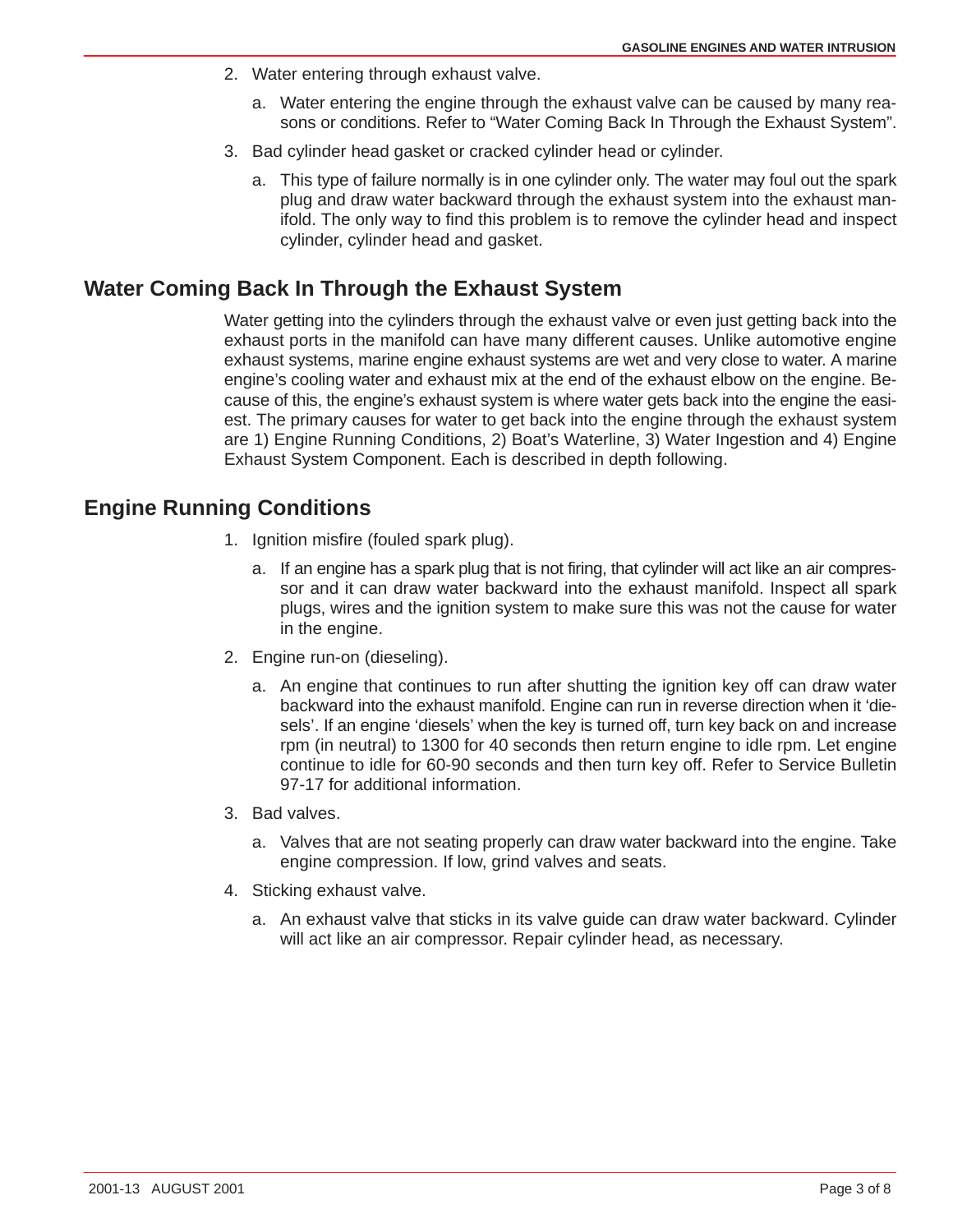2. Water entering through exhaust valve.

   a. Water entering the engine through the exhaust valve can be caused by many reasons or conditions. Refer to "Water Coming Back In Through the Exhaust System".

3. Bad cylinder head gasket or cracked cylinder head or cylinder.

   a. This type of failure normally is in one cylinder only. The water may foul out the spark plug and draw water backward through the exhaust system into the exhaust manifold. The only way to find this problem is to remove the cylinder head and inspect cylinder, cylinder head and gasket.

## Water Coming Back In Through the Exhaust System

Water getting into the cylinders through the exhaust valve or even just getting back into the exhaust ports in the manifold can have many different causes. Unlike automotive engine exhaust systems, marine engine exhaust systems are wet and very close to water. A marine engine's cooling water and exhaust mix at the end of the exhaust elbow on the engine. Because of this, the engine's exhaust system is where water gets back into the engine the easiest. The primary causes for water to get back into the engine through the exhaust system are 1) Engine Running Conditions, 2) Boat's Waterline, 3) Water Ingestion and 4) Engine Exhaust System Component. Each is described in depth following.

## Engine Running Conditions

1. Ignition misfire (fouled spark plug).

   a. If an engine has a spark plug that is not firing, that cylinder will act like an air compressor and it can draw water backward into the exhaust manifold. Inspect all spark plugs, wires and the ignition system to make sure this was not the cause for water in the engine.

2. Engine run-on (dieseling).

   a. An engine that continues to run after shutting the ignition key off can draw water backward into the exhaust manifold. Engine can run in reverse direction when it 'diesels'. If an engine 'diesels' when the key is turned off, turn key back on and increase rpm (in neutral) to 1300 for 40 seconds then return engine to idle rpm. Let engine continue to idle for 60-90 seconds and then turn key off. Refer to Service Bulletin 97-17 for additional information.

3. Bad valves.

   a. Valves that are not seating properly can draw water backward into the engine. Take engine compression. If low, grind valves and seats.

4. Sticking exhaust valve.

   a. An exhaust valve that sticks in its valve guide can draw water backward. Cylinder will act like an air compressor. Repair cylinder head, as necessary.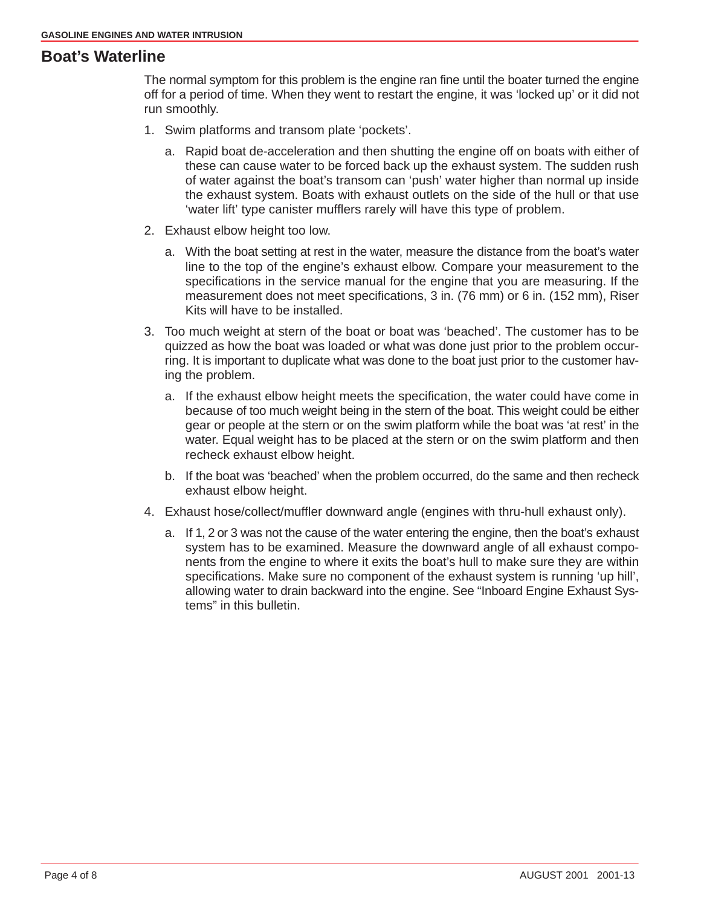## Boat's Waterline

The normal symptom for this problem is the engine ran fine until the boater turned the engine off for a period of time. When they went to restart the engine, it was 'locked up' or it did not run smoothly.

1. Swim platforms and transom plate 'pockets'.
   a. Rapid boat de-acceleration and then shutting the engine off on boats with either of these can cause water to be forced back up the exhaust system. The sudden rush of water against the boat's transom can 'push' water higher than normal up inside the exhaust system. Boats with exhaust outlets on the side of the hull or that use 'water lift' type canister mufflers rarely will have this type of problem.
2. Exhaust elbow height too low.
   a. With the boat setting at rest in the water, measure the distance from the boat's water line to the top of the engine's exhaust elbow. Compare your measurement to the specifications in the service manual for the engine that you are measuring. If the measurement does not meet specifications, 3 in. (76 mm) or 6 in. (152 mm), Riser Kits will have to be installed.
3. Too much weight at stern of the boat or boat was 'beached'. The customer has to be quizzed as how the boat was loaded or what was done just prior to the problem occurring. It is important to duplicate what was done to the boat just prior to the customer having the problem.
   a. If the exhaust elbow height meets the specification, the water could have come in because of too much weight being in the stern of the boat. This weight could be either gear or people at the stern or on the swim platform while the boat was 'at rest' in the water. Equal weight has to be placed at the stern or on the swim platform and then recheck exhaust elbow height.
   b. If the boat was 'beached' when the problem occurred, do the same and then recheck exhaust elbow height.
4. Exhaust hose/collect/muffler downward angle (engines with thru-hull exhaust only).
   a. If 1, 2 or 3 was not the cause of the water entering the engine, then the boat's exhaust system has to be examined. Measure the downward angle of all exhaust components from the engine to where it exits the boat's hull to make sure they are within specifications. Make sure no component of the exhaust system is running 'up hill', allowing water to drain backward into the engine. See "Inboard Engine Exhaust Systems" in this bulletin.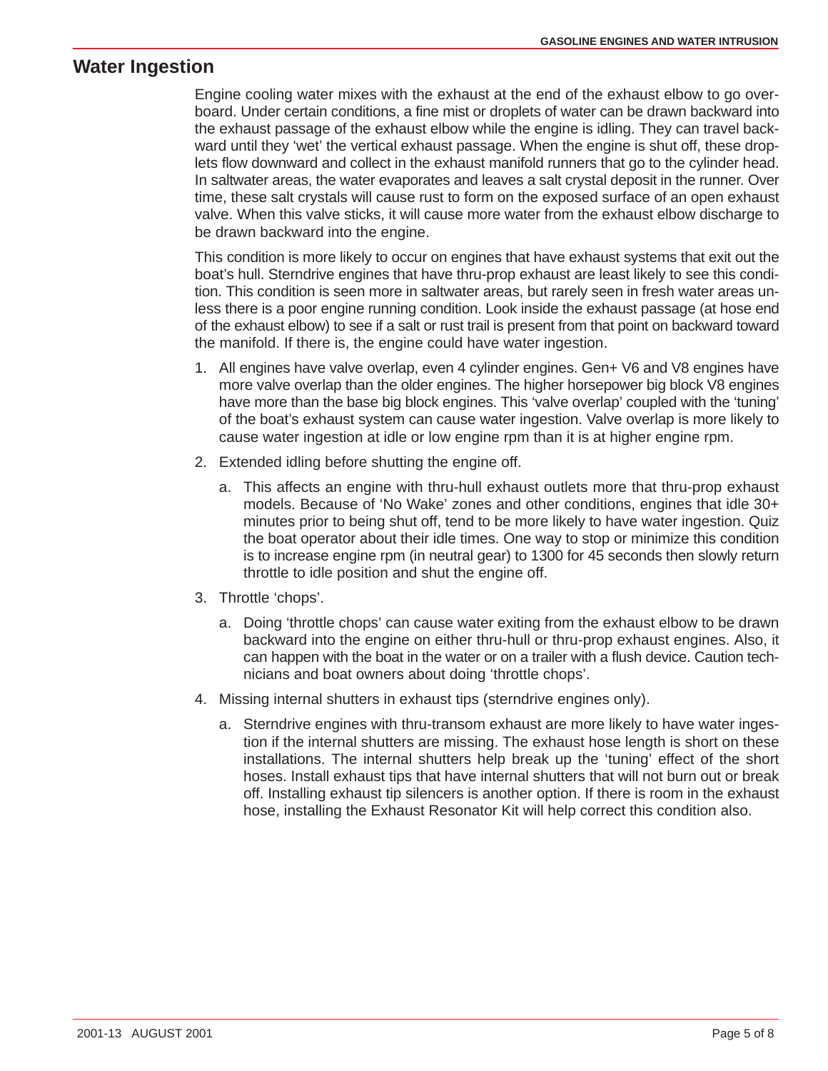## Water Ingestion

Engine cooling water mixes with the exhaust at the end of the exhaust elbow to go overboard. Under certain conditions, a fine mist or droplets of water can be drawn backward into the exhaust passage of the exhaust elbow while the engine is idling. They can travel backward until they 'wet' the vertical exhaust passage. When the engine is shut off, these droplets flow downward and collect in the exhaust manifold runners that go to the cylinder head. In saltwater areas, the water evaporates and leaves a salt crystal deposit in the runner. Over time, these salt crystals will cause rust to form on the exposed surface of an open exhaust valve. When this valve sticks, it will cause more water from the exhaust elbow discharge to be drawn backward into the engine.

This condition is more likely to occur on engines that have exhaust systems that exit out the boat's hull. Sterndrive engines that have thru-prop exhaust are least likely to see this condition. This condition is seen more in saltwater areas, but rarely seen in fresh water areas unless there is a poor engine running condition. Look inside the exhaust passage (at hose end of the exhaust elbow) to see if a salt or rust trail is present from that point on backward toward the manifold. If there is, the engine could have water ingestion.

1. All engines have valve overlap, even 4 cylinder engines. Gen+ V6 and V8 engines have more valve overlap than the older engines. The higher horsepower big block V8 engines have more than the base big block engines. This 'valve overlap' coupled with the 'tuning' of the boat's exhaust system can cause water ingestion. Valve overlap is more likely to cause water ingestion at idle or low engine rpm than it is at higher engine rpm.
2. Extended idling before shutting the engine off.
   a. This affects an engine with thru-hull exhaust outlets more that thru-prop exhaust models. Because of 'No Wake' zones and other conditions, engines that idle 30+ minutes prior to being shut off, tend to be more likely to have water ingestion. Quiz the boat operator about their idle times. One way to stop or minimize this condition is to increase engine rpm (in neutral gear) to 1300 for 45 seconds then slowly return throttle to idle position and shut the engine off.
3. Throttle 'chops'.
   a. Doing 'throttle chops' can cause water exiting from the exhaust elbow to be drawn backward into the engine on either thru-hull or thru-prop exhaust engines. Also, it can happen with the boat in the water or on a trailer with a flush device. Caution technicians and boat owners about doing 'throttle chops'.
4. Missing internal shutters in exhaust tips (sterndrive engines only).
   a. Sterndrive engines with thru-transom exhaust are more likely to have water ingestion if the internal shutters are missing. The exhaust hose length is short on these installations. The internal shutters help break up the 'tuning' effect of the short hoses. Install exhaust tips that have internal shutters that will not burn out or break off. Installing exhaust tip silencers is another option. If there is room in the exhaust hose, installing the Exhaust Resonator Kit will help correct this condition also.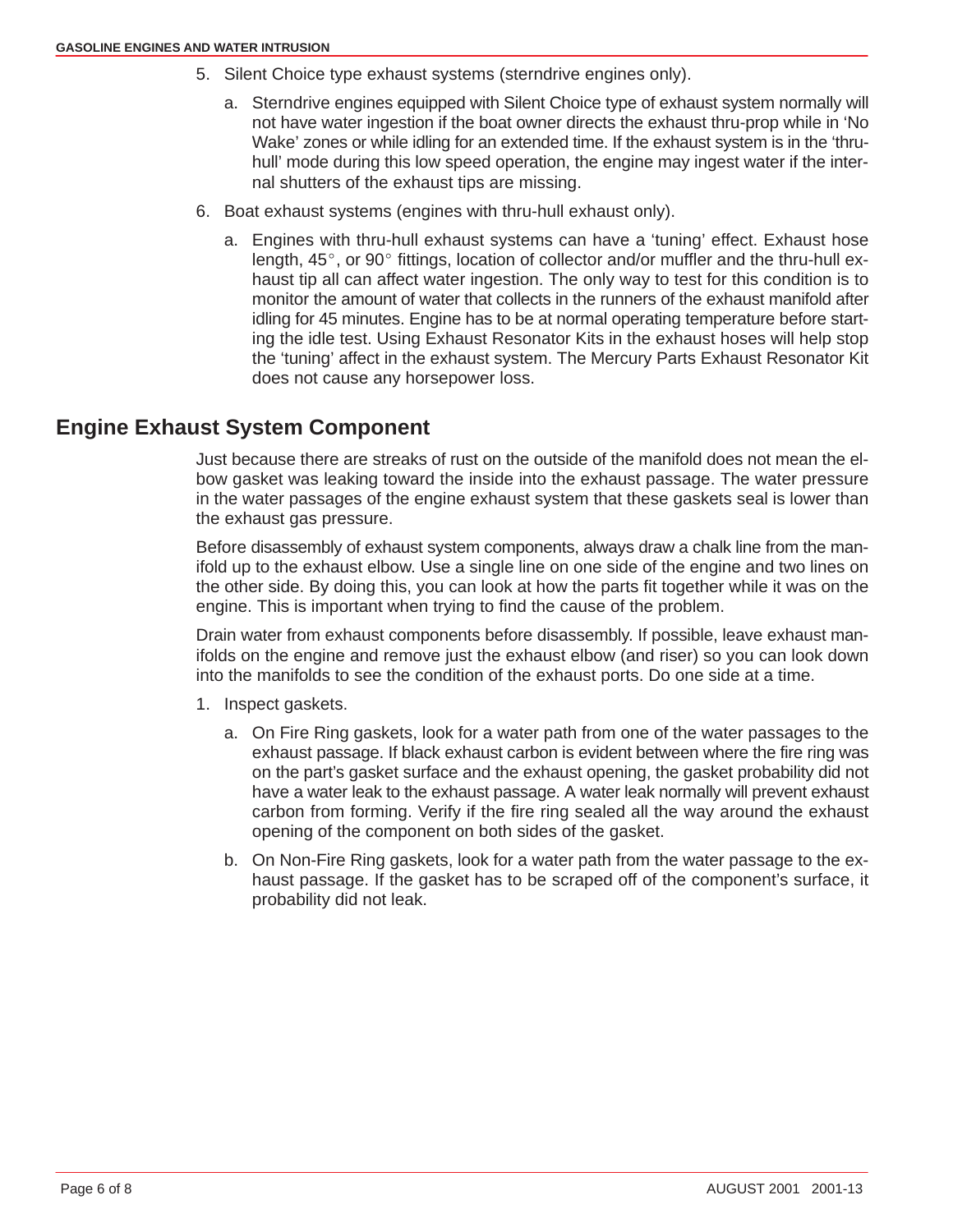5. Silent Choice type exhaust systems (sterndrive engines only).

   a. Sterndrive engines equipped with Silent Choice type of exhaust system normally will not have water ingestion if the boat owner directs the exhaust thru-prop while in 'No Wake' zones or while idling for an extended time. If the exhaust system is in the 'thru-hull' mode during this low speed operation, the engine may ingest water if the internal shutters of the exhaust tips are missing.

6. Boat exhaust systems (engines with thru-hull exhaust only).

   a. Engines with thru-hull exhaust systems can have a 'tuning' effect. Exhaust hose length, 45°, or 90° fittings, location of collector and/or muffler and the thru-hull exhaust tip all can affect water ingestion. The only way to test for this condition is to monitor the amount of water that collects in the runners of the exhaust manifold after idling for 45 minutes. Engine has to be at normal operating temperature before starting the idle test. Using Exhaust Resonator Kits in the exhaust hoses will help stop the 'tuning' affect in the exhaust system. The Mercury Parts Exhaust Resonator Kit does not cause any horsepower loss.

## Engine Exhaust System Component

Just because there are streaks of rust on the outside of the manifold does not mean the elbow gasket was leaking toward the inside into the exhaust passage. The water pressure in the water passages of the engine exhaust system that these gaskets seal is lower than the exhaust gas pressure.

Before disassembly of exhaust system components, always draw a chalk line from the manifold up to the exhaust elbow. Use a single line on one side of the engine and two lines on the other side. By doing this, you can look at how the parts fit together while it was on the engine. This is important when trying to find the cause of the problem.

Drain water from exhaust components before disassembly. If possible, leave exhaust manifolds on the engine and remove just the exhaust elbow (and riser) so you can look down into the manifolds to see the condition of the exhaust ports. Do one side at a time.

1. Inspect gaskets.

   a. On Fire Ring gaskets, look for a water path from one of the water passages to the exhaust passage. If black exhaust carbon is evident between where the fire ring was on the part's gasket surface and the exhaust opening, the gasket probability did not have a water leak to the exhaust passage. A water leak normally will prevent exhaust carbon from forming. Verify if the fire ring sealed all the way around the exhaust opening of the component on both sides of the gasket.

   b. On Non-Fire Ring gaskets, look for a water path from the water passage to the exhaust passage. If the gasket has to be scraped off of the component's surface, it probability did not leak.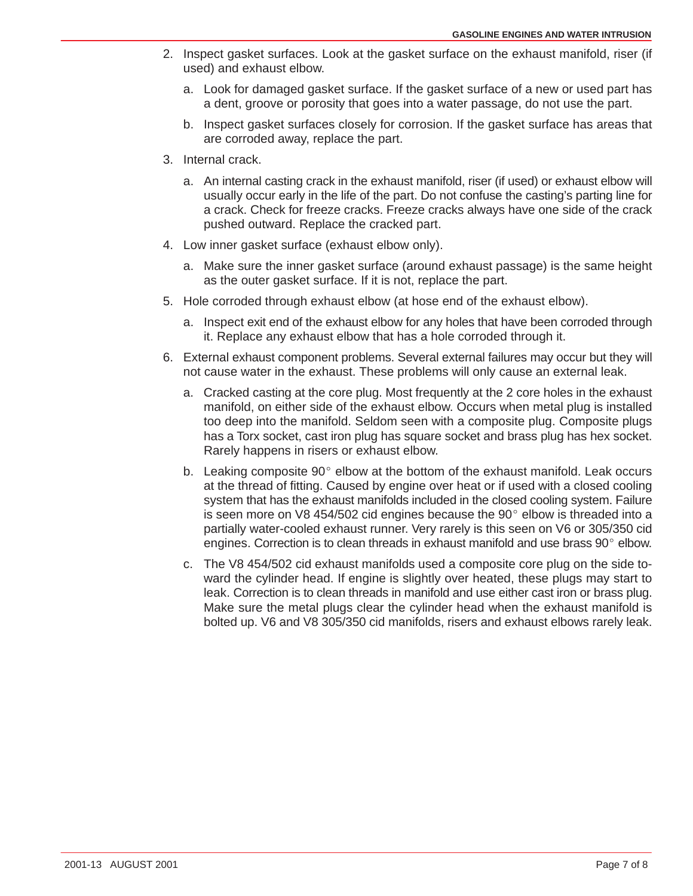2. Inspect gasket surfaces. Look at the gasket surface on the exhaust manifold, riser (if used) and exhaust elbow.

   a. Look for damaged gasket surface. If the gasket surface of a new or used part has a dent, groove or porosity that goes into a water passage, do not use the part.

   b. Inspect gasket surfaces closely for corrosion. If the gasket surface has areas that are corroded away, replace the part.

3. Internal crack.

   a. An internal casting crack in the exhaust manifold, riser (if used) or exhaust elbow will usually occur early in the life of the part. Do not confuse the casting's parting line for a crack. Check for freeze cracks. Freeze cracks always have one side of the crack pushed outward. Replace the cracked part.

4. Low inner gasket surface (exhaust elbow only).

   a. Make sure the inner gasket surface (around exhaust passage) is the same height as the outer gasket surface. If it is not, replace the part.

5. Hole corroded through exhaust elbow (at hose end of the exhaust elbow).

   a. Inspect exit end of the exhaust elbow for any holes that have been corroded through it. Replace any exhaust elbow that has a hole corroded through it.

6. External exhaust component problems. Several external failures may occur but they will not cause water in the exhaust. These problems will only cause an external leak.

   a. Cracked casting at the core plug. Most frequently at the 2 core holes in the exhaust manifold, on either side of the exhaust elbow. Occurs when metal plug is installed too deep into the manifold. Seldom seen with a composite plug. Composite plugs has a Torx socket, cast iron plug has square socket and brass plug has hex socket. Rarely happens in risers or exhaust elbow.

   b. Leaking composite 90° elbow at the bottom of the exhaust manifold. Leak occurs at the thread of fitting. Caused by engine over heat or if used with a closed cooling system that has the exhaust manifolds included in the closed cooling system. Failure is seen more on V8 454/502 cid engines because the 90° elbow is threaded into a partially water-cooled exhaust runner. Very rarely is this seen on V6 or 305/350 cid engines. Correction is to clean threads in exhaust manifold and use brass 90° elbow.

   c. The V8 454/502 cid exhaust manifolds used a composite core plug on the side toward the cylinder head. If engine is slightly over heated, these plugs may start to leak. Correction is to clean threads in manifold and use either cast iron or brass plug. Make sure the metal plugs clear the cylinder head when the exhaust manifold is bolted up. V6 and V8 305/350 cid manifolds, risers and exhaust elbows rarely leak.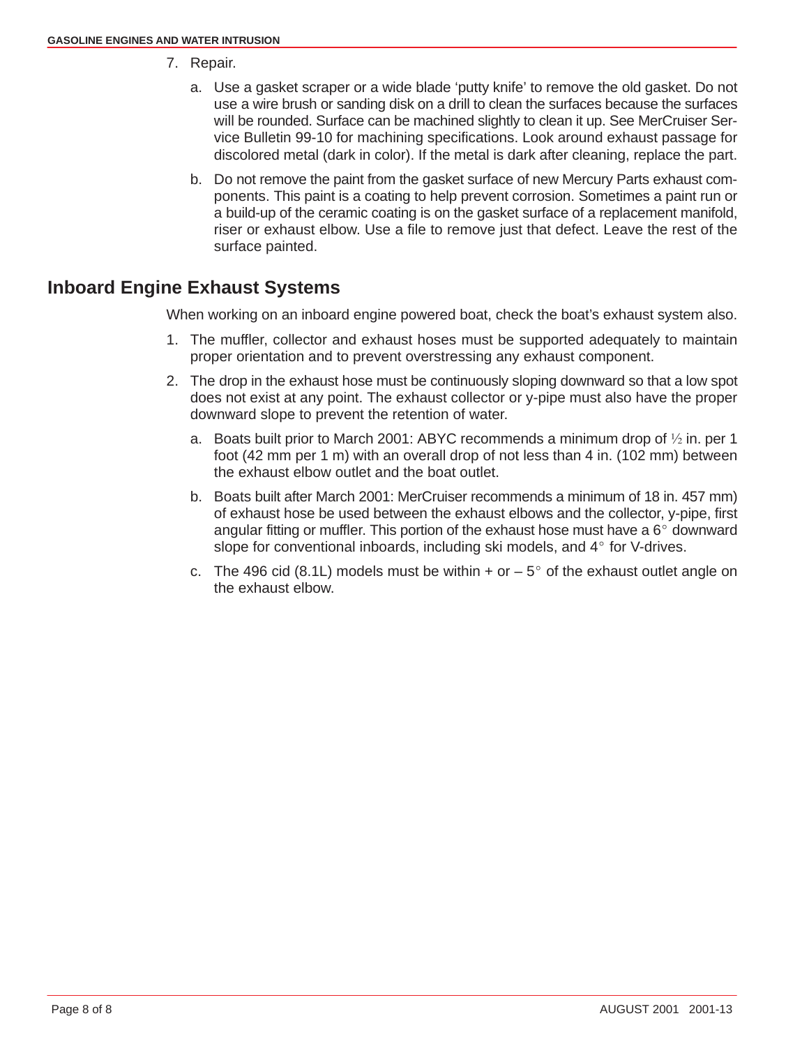7. Repair.

   a. Use a gasket scraper or a wide blade 'putty knife' to remove the old gasket. Do not use a wire brush or sanding disk on a drill to clean the surfaces because the surfaces will be rounded. Surface can be machined slightly to clean it up. See MerCruiser Service Bulletin 99-10 for machining specifications. Look around exhaust passage for discolored metal (dark in color). If the metal is dark after cleaning, replace the part.

   b. Do not remove the paint from the gasket surface of new Mercury Parts exhaust components. This paint is a coating to help prevent corrosion. Sometimes a paint run or a build-up of the ceramic coating is on the gasket surface of a replacement manifold, riser or exhaust elbow. Use a file to remove just that defect. Leave the rest of the surface painted.

## Inboard Engine Exhaust Systems

When working on an inboard engine powered boat, check the boat's exhaust system also.

1. The muffler, collector and exhaust hoses must be supported adequately to maintain proper orientation and to prevent overstressing any exhaust component.

2. The drop in the exhaust hose must be continuously sloping downward so that a low spot does not exist at any point. The exhaust collector or y-pipe must also have the proper downward slope to prevent the retention of water.

   a. Boats built prior to March 2001: ABYC recommends a minimum drop of ½ in. per 1 foot (42 mm per 1 m) with an overall drop of not less than 4 in. (102 mm) between the exhaust elbow outlet and the boat outlet.

   b. Boats built after March 2001: MerCruiser recommends a minimum of 18 in. 457 mm) of exhaust hose be used between the exhaust elbows and the collector, y-pipe, first angular fitting or muffler. This portion of the exhaust hose must have a 6° downward slope for conventional inboards, including ski models, and 4° for V-drives.

   c. The 496 cid (8.1L) models must be within + or – 5° of the exhaust outlet angle on the exhaust elbow.